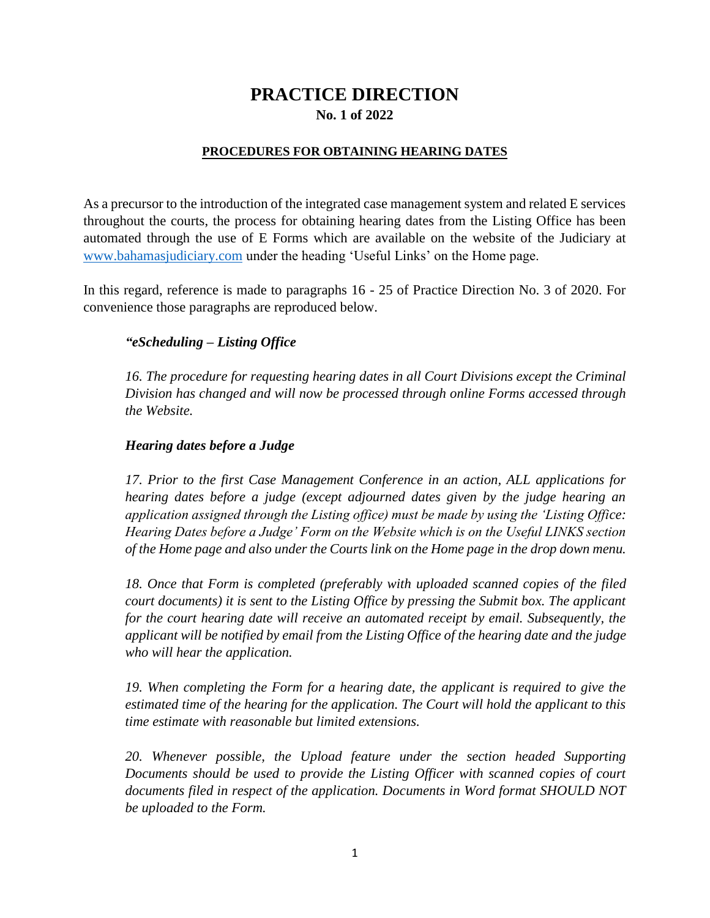# PRACTICE DIRECTION

**No. 1 of 2022**

**PROCEDURES FOR OBTAINING HEARING DATES**

As a precursor to the introduction of the integrated case management system and related E services throughout the courts, the process for obtaining hearing dates from the Listing Office has been automated through the use of E Forms which are available on the website of the Judiciary at www.bahamasjudiciary.com under the heading 'Useful Links' on the Home page.

In this regard, reference is made to paragraphs 16 - 25 of Practice Direction No. 3 of 2020. For convenience those paragraphs are reproduced below.

> ***"eScheduling – Listing Office***
>
> *16. The procedure for requesting hearing dates in all Court Divisions except the Criminal Division has changed and will now be processed through online Forms accessed through the Website.*
>
> ***Hearing dates before a Judge***
>
> *17. Prior to the first Case Management Conference in an action, ALL applications for hearing dates before a judge (except adjourned dates given by the judge hearing an application assigned through the Listing office) must be made by using the 'Listing Office: Hearing Dates before a Judge' Form on the Website which is on the Useful LINKS section of the Home page and also under the Courts link on the Home page in the drop down menu.*
>
> *18. Once that Form is completed (preferably with uploaded scanned copies of the filed court documents) it is sent to the Listing Office by pressing the Submit box. The applicant for the court hearing date will receive an automated receipt by email. Subsequently, the applicant will be notified by email from the Listing Office of the hearing date and the judge who will hear the application.*
>
> *19. When completing the Form for a hearing date, the applicant is required to give the estimated time of the hearing for the application. The Court will hold the applicant to this time estimate with reasonable but limited extensions.*
>
> *20. Whenever possible, the Upload feature under the section headed Supporting Documents should be used to provide the Listing Officer with scanned copies of court documents filed in respect of the application. Documents in Word format SHOULD NOT be uploaded to the Form.*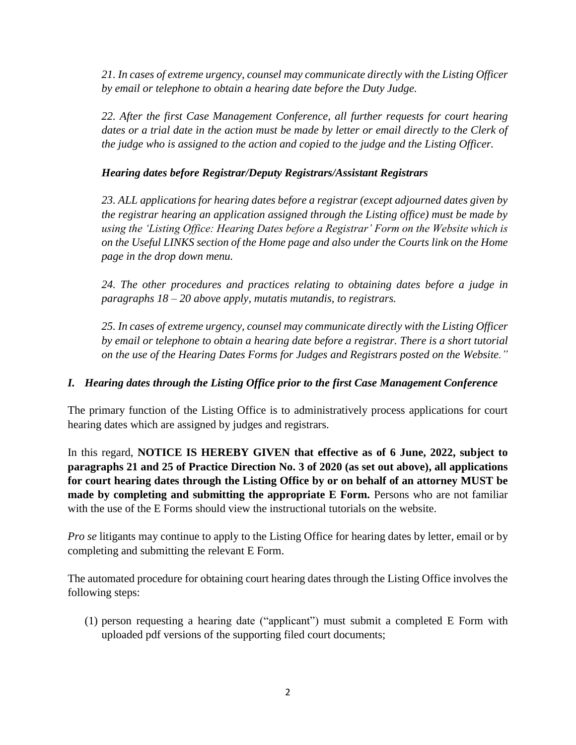*21. In cases of extreme urgency, counsel may communicate directly with the Listing Officer by email or telephone to obtain a hearing date before the Duty Judge.*

*22. After the first Case Management Conference, all further requests for court hearing dates or a trial date in the action must be made by letter or email directly to the Clerk of the judge who is assigned to the action and copied to the judge and the Listing Officer.*

***Hearing dates before Registrar/Deputy Registrars/Assistant Registrars***

*23. ALL applications for hearing dates before a registrar (except adjourned dates given by the registrar hearing an application assigned through the Listing office) must be made by using the 'Listing Office: Hearing Dates before a Registrar' Form on the Website which is on the Useful LINKS section of the Home page and also under the Courts link on the Home page in the drop down menu.*

*24. The other procedures and practices relating to obtaining dates before a judge in paragraphs 18 – 20 above apply, mutatis mutandis, to registrars.*

*25. In cases of extreme urgency, counsel may communicate directly with the Listing Officer by email or telephone to obtain a hearing date before a registrar. There is a short tutorial on the use of the Hearing Dates Forms for Judges and Registrars posted on the Website."*

## *I. Hearing dates through the Listing Office prior to the first Case Management Conference*

The primary function of the Listing Office is to administratively process applications for court hearing dates which are assigned by judges and registrars.

In this regard, **NOTICE IS HEREBY GIVEN that effective as of 6 June, 2022, subject to paragraphs 21 and 25 of Practice Direction No. 3 of 2020 (as set out above), all applications for court hearing dates through the Listing Office by or on behalf of an attorney MUST be made by completing and submitting the appropriate E Form.** Persons who are not familiar with the use of the E Forms should view the instructional tutorials on the website.

*Pro se* litigants may continue to apply to the Listing Office for hearing dates by letter, email or by completing and submitting the relevant E Form.

The automated procedure for obtaining court hearing dates through the Listing Office involves the following steps:

(1) person requesting a hearing date ("applicant") must submit a completed E Form with uploaded pdf versions of the supporting filed court documents;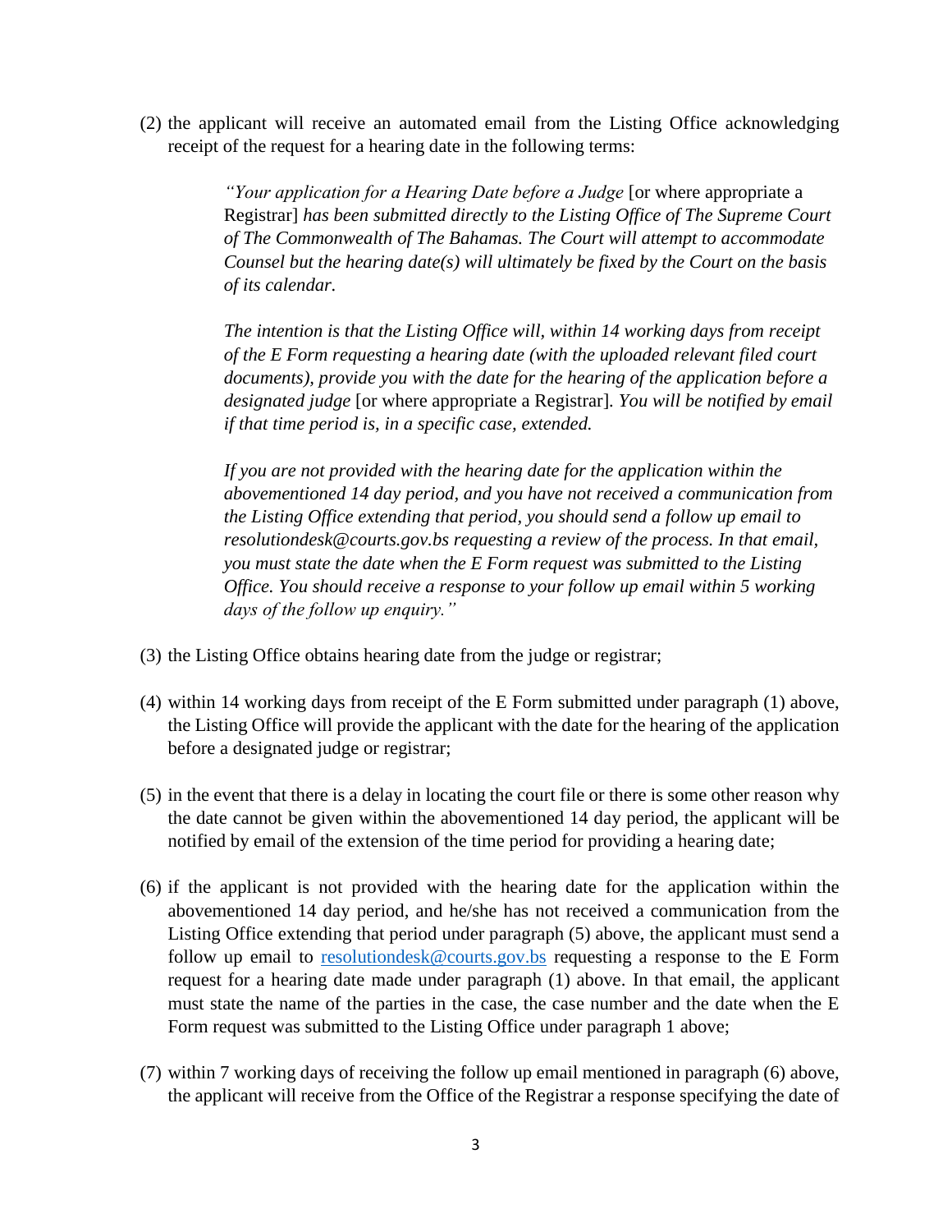(2) the applicant will receive an automated email from the Listing Office acknowledging receipt of the request for a hearing date in the following terms:

> *"Your application for a Hearing Date before a Judge* [or where appropriate a Registrar] *has been submitted directly to the Listing Office of The Supreme Court of The Commonwealth of The Bahamas. The Court will attempt to accommodate Counsel but the hearing date(s) will ultimately be fixed by the Court on the basis of its calendar.*
>
> *The intention is that the Listing Office will, within 14 working days from receipt of the E Form requesting a hearing date (with the uploaded relevant filed court documents), provide you with the date for the hearing of the application before a designated judge* [or where appropriate a Registrar]*. You will be notified by email if that time period is, in a specific case, extended.*
>
> *If you are not provided with the hearing date for the application within the abovementioned 14 day period, and you have not received a communication from the Listing Office extending that period, you should send a follow up email to resolutiondesk@courts.gov.bs requesting a review of the process. In that email, you must state the date when the E Form request was submitted to the Listing Office. You should receive a response to your follow up email within 5 working days of the follow up enquiry."*

(3) the Listing Office obtains hearing date from the judge or registrar;

(4) within 14 working days from receipt of the E Form submitted under paragraph (1) above, the Listing Office will provide the applicant with the date for the hearing of the application before a designated judge or registrar;

(5) in the event that there is a delay in locating the court file or there is some other reason why the date cannot be given within the abovementioned 14 day period, the applicant will be notified by email of the extension of the time period for providing a hearing date;

(6) if the applicant is not provided with the hearing date for the application within the abovementioned 14 day period, and he/she has not received a communication from the Listing Office extending that period under paragraph (5) above, the applicant must send a follow up email to resolutiondesk@courts.gov.bs requesting a response to the E Form request for a hearing date made under paragraph (1) above. In that email, the applicant must state the name of the parties in the case, the case number and the date when the E Form request was submitted to the Listing Office under paragraph 1 above;

(7) within 7 working days of receiving the follow up email mentioned in paragraph (6) above, the applicant will receive from the Office of the Registrar a response specifying the date of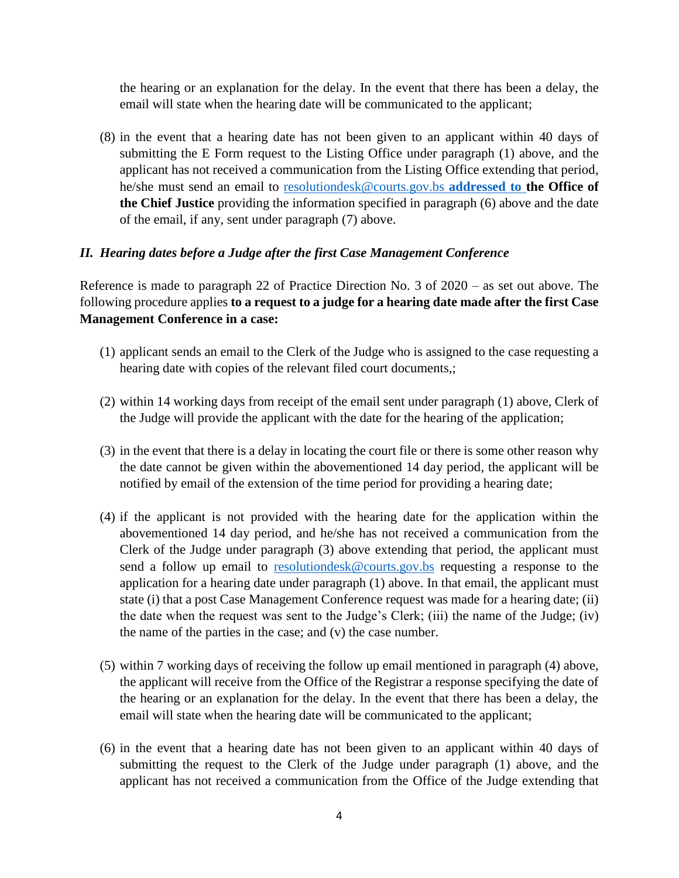the hearing or an explanation for the delay. In the event that there has been a delay, the email will state when the hearing date will be communicated to the applicant;

(8) in the event that a hearing date has not been given to an applicant within 40 days of submitting the E Form request to the Listing Office under paragraph (1) above, and the applicant has not received a communication from the Listing Office extending that period, he/she must send an email to resolutiondesk@courts.gov.bs **addressed to the Office of the Chief Justice** providing the information specified in paragraph (6) above and the date of the email, if any, sent under paragraph (7) above.

### *II. Hearing dates before a Judge after the first Case Management Conference*

Reference is made to paragraph 22 of Practice Direction No. 3 of 2020 – as set out above. The following procedure applies **to a request to a judge for a hearing date made after the first Case Management Conference in a case:**

(1) applicant sends an email to the Clerk of the Judge who is assigned to the case requesting a hearing date with copies of the relevant filed court documents,;

(2) within 14 working days from receipt of the email sent under paragraph (1) above, Clerk of the Judge will provide the applicant with the date for the hearing of the application;

(3) in the event that there is a delay in locating the court file or there is some other reason why the date cannot be given within the abovementioned 14 day period, the applicant will be notified by email of the extension of the time period for providing a hearing date;

(4) if the applicant is not provided with the hearing date for the application within the abovementioned 14 day period, and he/she has not received a communication from the Clerk of the Judge under paragraph (3) above extending that period, the applicant must send a follow up email to resolutiondesk@courts.gov.bs requesting a response to the application for a hearing date under paragraph (1) above. In that email, the applicant must state (i) that a post Case Management Conference request was made for a hearing date; (ii) the date when the request was sent to the Judge's Clerk; (iii) the name of the Judge; (iv) the name of the parties in the case; and (v) the case number.

(5) within 7 working days of receiving the follow up email mentioned in paragraph (4) above, the applicant will receive from the Office of the Registrar a response specifying the date of the hearing or an explanation for the delay. In the event that there has been a delay, the email will state when the hearing date will be communicated to the applicant;

(6) in the event that a hearing date has not been given to an applicant within 40 days of submitting the request to the Clerk of the Judge under paragraph (1) above, and the applicant has not received a communication from the Office of the Judge extending that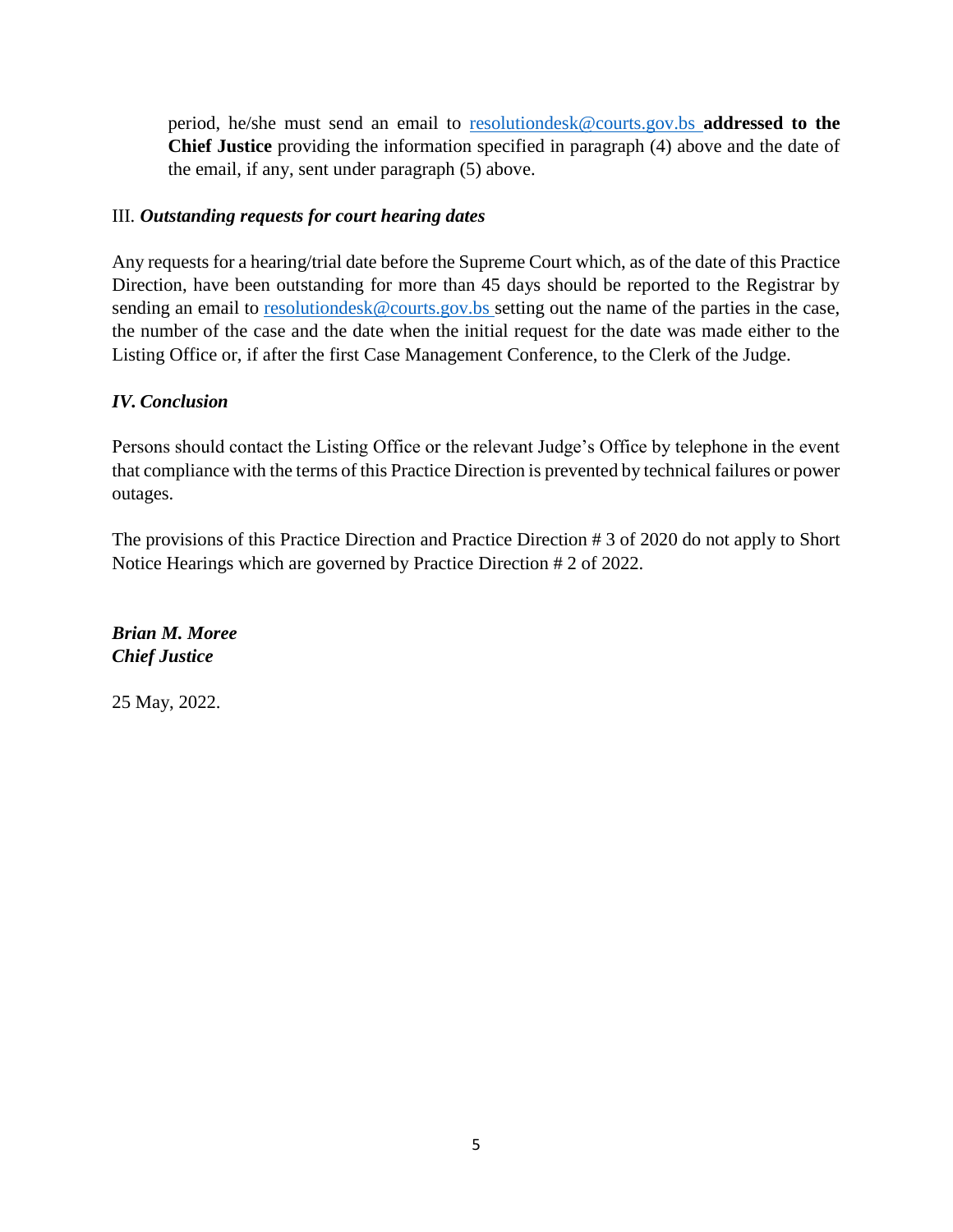period, he/she must send an email to resolutiondesk@courts.gov.bs **addressed to the Chief Justice** providing the information specified in paragraph (4) above and the date of the email, if any, sent under paragraph (5) above.

## III. *Outstanding requests for court hearing dates*

Any requests for a hearing/trial date before the Supreme Court which, as of the date of this Practice Direction, have been outstanding for more than 45 days should be reported to the Registrar by sending an email to resolutiondesk@courts.gov.bs setting out the name of the parties in the case, the number of the case and the date when the initial request for the date was made either to the Listing Office or, if after the first Case Management Conference, to the Clerk of the Judge.

## *IV. Conclusion*

Persons should contact the Listing Office or the relevant Judge's Office by telephone in the event that compliance with the terms of this Practice Direction is prevented by technical failures or power outages.

The provisions of this Practice Direction and Practice Direction # 3 of 2020 do not apply to Short Notice Hearings which are governed by Practice Direction # 2 of 2022.

***Brian M. Moree***
***Chief Justice***

25 May, 2022.